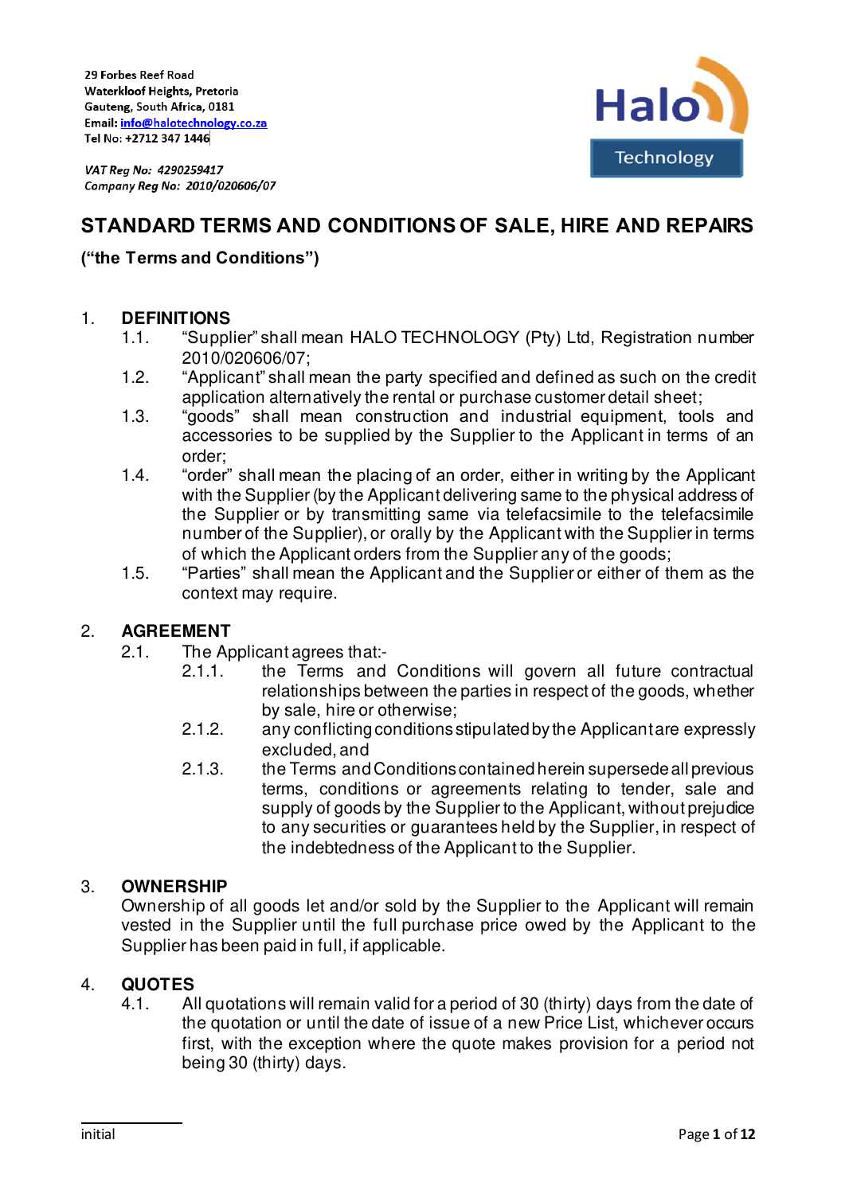29 Forbes Reef Road
Waterkloof Heights, Pretoria
Gauteng, South Africa, 0181
Email: info@halotechnology.co.za
Tel No: +2712 347 1446

*VAT Reg No: 4290259417*
*Company Reg No: 2010/020606/07*

# STANDARD TERMS AND CONDITIONS OF SALE, HIRE AND REPAIRS

**("the Terms and Conditions")**

## 1. DEFINITIONS

1.1. "Supplier" shall mean HALO TECHNOLOGY (Pty) Ltd, Registration number 2010/020606/07;

1.2. "Applicant" shall mean the party specified and defined as such on the credit application alternatively the rental or purchase customer detail sheet;

1.3. "goods" shall mean construction and industrial equipment, tools and accessories to be supplied by the Supplier to the Applicant in terms of an order;

1.4. "order" shall mean the placing of an order, either in writing by the Applicant with the Supplier (by the Applicant delivering same to the physical address of the Supplier or by transmitting same via telefacsimile to the telefacsimile number of the Supplier), or orally by the Applicant with the Supplier in terms of which the Applicant orders from the Supplier any of the goods;

1.5. "Parties" shall mean the Applicant and the Supplier or either of them as the context may require.

## 2. AGREEMENT

2.1. The Applicant agrees that:-

2.1.1. the Terms and Conditions will govern all future contractual relationships between the parties in respect of the goods, whether by sale, hire or otherwise;

2.1.2. any conflicting conditions stipulated by the Applicant are expressly excluded, and

2.1.3. the Terms and Conditions contained herein supersede all previous terms, conditions or agreements relating to tender, sale and supply of goods by the Supplier to the Applicant, without prejudice to any securities or guarantees held by the Supplier, in respect of the indebtedness of the Applicant to the Supplier.

## 3. OWNERSHIP

Ownership of all goods let and/or sold by the Supplier to the Applicant will remain vested in the Supplier until the full purchase price owed by the Applicant to the Supplier has been paid in full, if applicable.

## 4. QUOTES

4.1. All quotations will remain valid for a period of 30 (thirty) days from the date of the quotation or until the date of issue of a new Price List, whichever occurs first, with the exception where the quote makes provision for a period not being 30 (thirty) days.

initial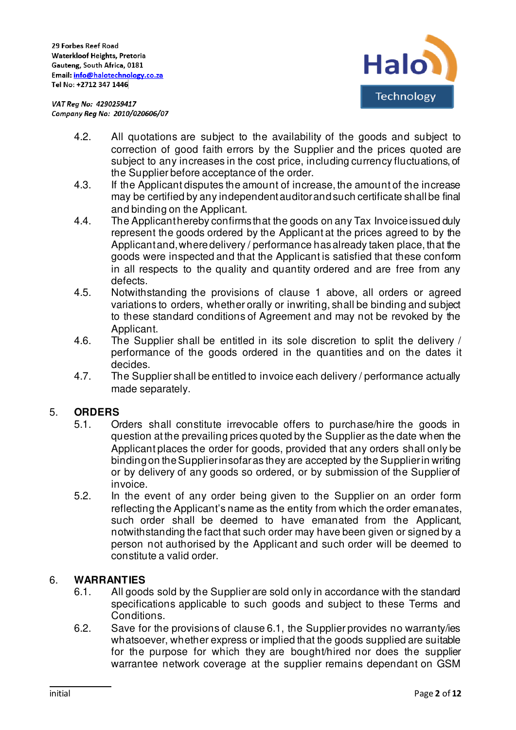4.2. All quotations are subject to the availability of the goods and subject to correction of good faith errors by the Supplier and the prices quoted are subject to any increases in the cost price, including currency fluctuations, of the Supplier before acceptance of the order.

4.3. If the Applicant disputes the amount of increase, the amount of the increase may be certified by any independent auditor and such certificate shall be final and binding on the Applicant.

4.4. The Applicant hereby confirms that the goods on any Tax Invoice issued duly represent the goods ordered by the Applicant at the prices agreed to by the Applicant and, where delivery / performance has already taken place, that the goods were inspected and that the Applicant is satisfied that these conform in all respects to the quality and quantity ordered and are free from any defects.

4.5. Notwithstanding the provisions of clause 1 above, all orders or agreed variations to orders, whether orally or inwriting, shall be binding and subject to these standard conditions of Agreement and may not be revoked by the Applicant.

4.6. The Supplier shall be entitled in its sole discretion to split the delivery / performance of the goods ordered in the quantities and on the dates it decides.

4.7. The Supplier shall be entitled to invoice each delivery / performance actually made separately.

## 5. ORDERS

5.1. Orders shall constitute irrevocable offers to purchase/hire the goods in question at the prevailing prices quoted by the Supplier as the date when the Applicant places the order for goods, provided that any orders shall only be binding on the Supplier insofar as they are accepted by the Supplier in writing or by delivery of any goods so ordered, or by submission of the Supplier of invoice.

5.2. In the event of any order being given to the Supplier on an order form reflecting the Applicant's name as the entity from which the order emanates, such order shall be deemed to have emanated from the Applicant, notwithstanding the fact that such order may have been given or signed by a person not authorised by the Applicant and such order will be deemed to constitute a valid order.

## 6. WARRANTIES

6.1. All goods sold by the Supplier are sold only in accordance with the standard specifications applicable to such goods and subject to these Terms and Conditions.

6.2. Save for the provisions of clause 6.1, the Supplier provides no warranty/ies whatsoever, whether express or implied that the goods supplied are suitable for the purpose for which they are bought/hired nor does the supplier warrantee network coverage at the supplier remains dependant on GSM

initial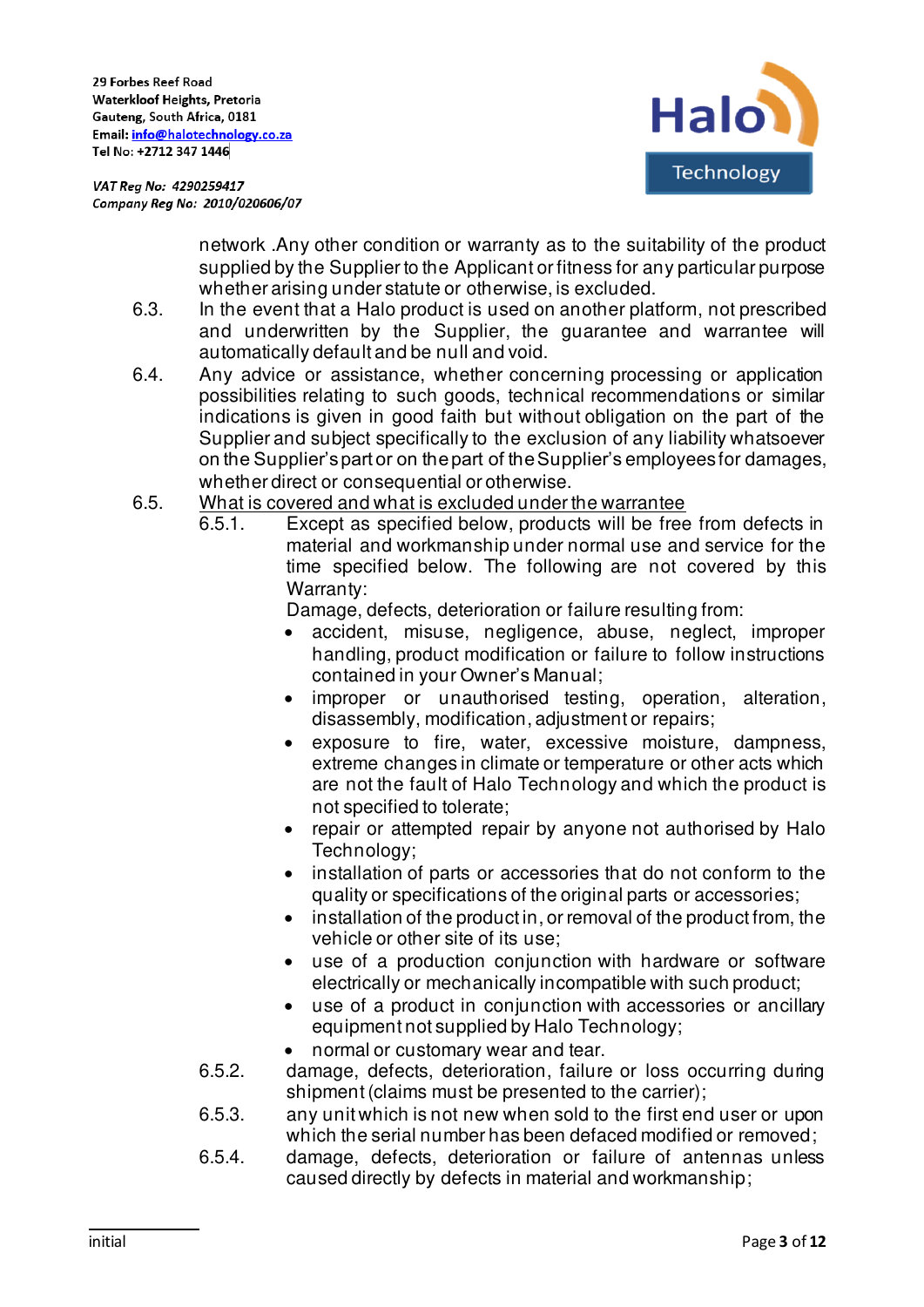network .Any other condition or warranty as to the suitability of the product supplied by the Supplier to the Applicant or fitness for any particular purpose whether arising under statute or otherwise, is excluded.

6.3. In the event that a Halo product is used on another platform, not prescribed and underwritten by the Supplier, the guarantee and warrantee will automatically default and be null and void.

6.4. Any advice or assistance, whether concerning processing or application possibilities relating to such goods, technical recommendations or similar indications is given in good faith but without obligation on the part of the Supplier and subject specifically to the exclusion of any liability whatsoever on the Supplier's part or on the part of the Supplier's employees for damages, whether direct or consequential or otherwise.

6.5. <u>What is covered and what is excluded under the warrantee</u>

6.5.1. Except as specified below, products will be free from defects in material and workmanship under normal use and service for the time specified below. The following are not covered by this Warranty:

Damage, defects, deterioration or failure resulting from:

- accident, misuse, negligence, abuse, neglect, improper handling, product modification or failure to follow instructions contained in your Owner's Manual;
- improper or unauthorised testing, operation, alteration, disassembly, modification, adjustment or repairs;
- exposure to fire, water, excessive moisture, dampness, extreme changes in climate or temperature or other acts which are not the fault of Halo Technology and which the product is not specified to tolerate;
- repair or attempted repair by anyone not authorised by Halo Technology;
- installation of parts or accessories that do not conform to the quality or specifications of the original parts or accessories;
- installation of the product in, or removal of the product from, the vehicle or other site of its use;
- use of a production conjunction with hardware or software electrically or mechanically incompatible with such product;
- use of a product in conjunction with accessories or ancillary equipment not supplied by Halo Technology;
- normal or customary wear and tear.

6.5.2. damage, defects, deterioration, failure or loss occurring during shipment (claims must be presented to the carrier);

6.5.3. any unit which is not new when sold to the first end user or upon which the serial number has been defaced modified or removed;

6.5.4. damage, defects, deterioration or failure of antennas unless caused directly by defects in material and workmanship;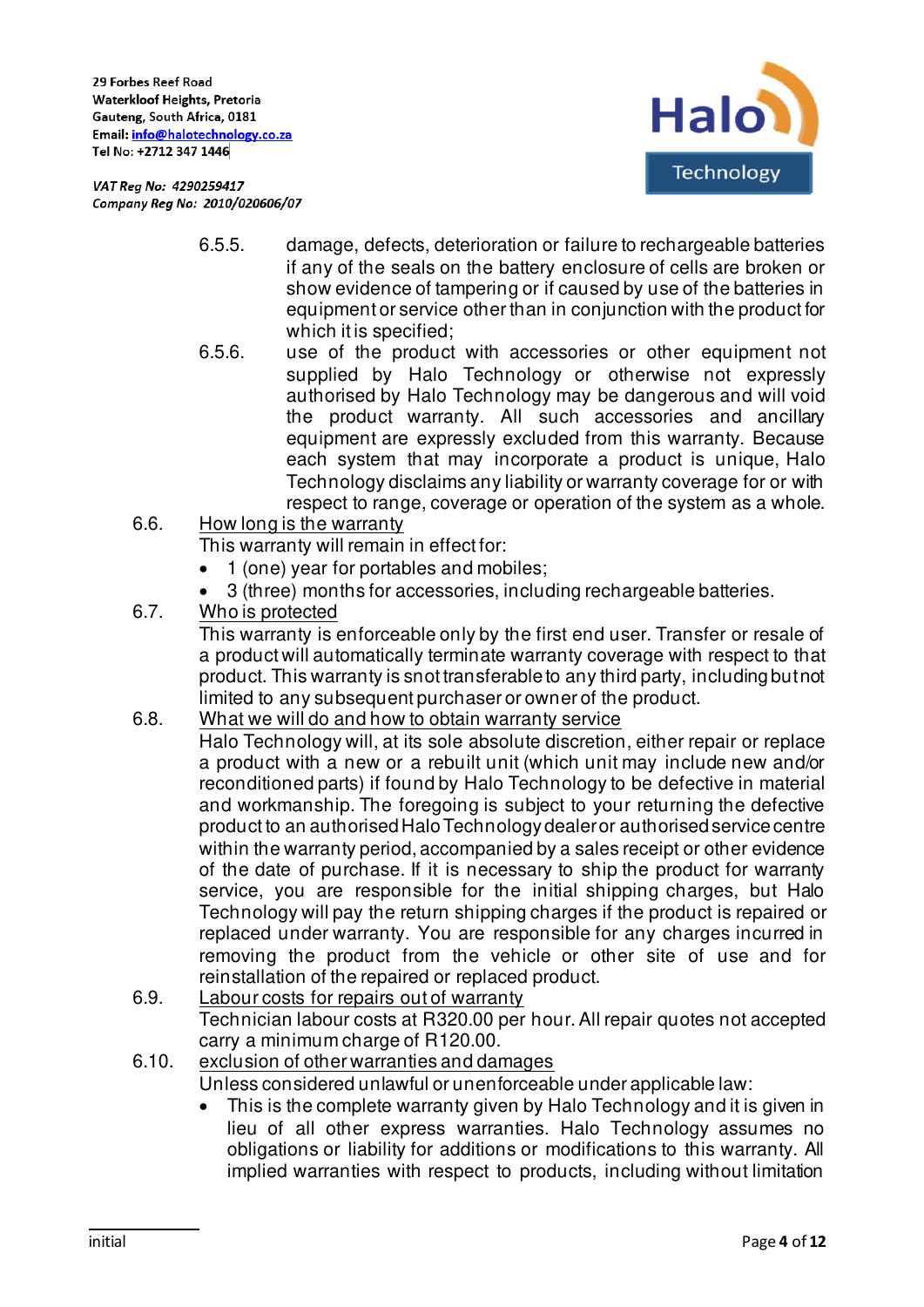29 Forbes Reef Road
Waterkloof Heights, Pretoria
Gauteng, South Africa, 0181
Email: info@halotechnology.co.za
Tel No: +2712 347 1446

*VAT Reg No: 4290259417*
*Company Reg No: 2010/020606/07*

6.5.5. damage, defects, deterioration or failure to rechargeable batteries if any of the seals on the battery enclosure of cells are broken or show evidence of tampering or if caused by use of the batteries in equipment or service other than in conjunction with the product for which it is specified;

6.5.6. use of the product with accessories or other equipment not supplied by Halo Technology or otherwise not expressly authorised by Halo Technology may be dangerous and will void the product warranty. All such accessories and ancillary equipment are expressly excluded from this warranty. Because each system that may incorporate a product is unique, Halo Technology disclaims any liability or warranty coverage for or with respect to range, coverage or operation of the system as a whole.

6.6. How long is the warranty

This warranty will remain in effect for:

- 1 (one) year for portables and mobiles;
- 3 (three) months for accessories, including rechargeable batteries.

6.7. Who is protected

This warranty is enforceable only by the first end user. Transfer or resale of a product will automatically terminate warranty coverage with respect to that product. This warranty is snot transferable to any third party, including but not limited to any subsequent purchaser or owner of the product.

6.8. What we will do and how to obtain warranty service

Halo Technology will, at its sole absolute discretion, either repair or replace a product with a new or a rebuilt unit (which unit may include new and/or reconditioned parts) if found by Halo Technology to be defective in material and workmanship. The foregoing is subject to your returning the defective product to an authorised Halo Technology dealer or authorised service centre within the warranty period, accompanied by a sales receipt or other evidence of the date of purchase. If it is necessary to ship the product for warranty service, you are responsible for the initial shipping charges, but Halo Technology will pay the return shipping charges if the product is repaired or replaced under warranty. You are responsible for any charges incurred in removing the product from the vehicle or other site of use and for reinstallation of the repaired or replaced product.

6.9. Labour costs for repairs out of warranty

Technician labour costs at R320.00 per hour. All repair quotes not accepted carry a minimum charge of R120.00.

6.10. exclusion of other warranties and damages

Unless considered unlawful or unenforceable under applicable law:

- This is the complete warranty given by Halo Technology and it is given in lieu of all other express warranties. Halo Technology assumes no obligations or liability for additions or modifications to this warranty. All implied warranties with respect to products, including without limitation

initial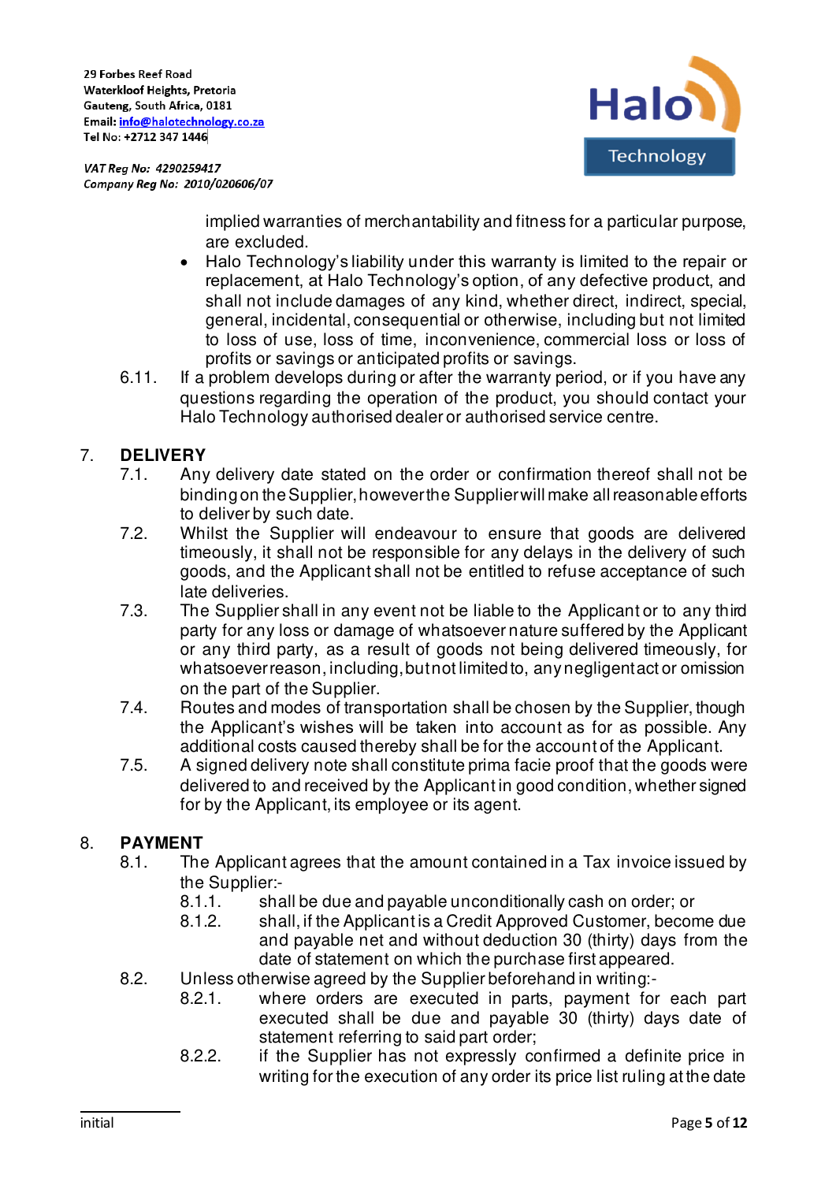implied warranties of merchantability and fitness for a particular purpose, are excluded.

- Halo Technology's liability under this warranty is limited to the repair or replacement, at Halo Technology's option, of any defective product, and shall not include damages of any kind, whether direct, indirect, special, general, incidental, consequential or otherwise, including but not limited to loss of use, loss of time, inconvenience, commercial loss or loss of profits or savings or anticipated profits or savings.

6.11. If a problem develops during or after the warranty period, or if you have any questions regarding the operation of the product, you should contact your Halo Technology authorised dealer or authorised service centre.

## 7. DELIVERY

7.1. Any delivery date stated on the order or confirmation thereof shall not be binding on the Supplier, however the Supplier will make all reasonable efforts to deliver by such date.

7.2. Whilst the Supplier will endeavour to ensure that goods are delivered timeously, it shall not be responsible for any delays in the delivery of such goods, and the Applicant shall not be entitled to refuse acceptance of such late deliveries.

7.3. The Supplier shall in any event not be liable to the Applicant or to any third party for any loss or damage of whatsoever nature suffered by the Applicant or any third party, as a result of goods not being delivered timeously, for whatsoever reason, including, but not limited to, any negligent act or omission on the part of the Supplier.

7.4. Routes and modes of transportation shall be chosen by the Supplier, though the Applicant's wishes will be taken into account as for as possible. Any additional costs caused thereby shall be for the account of the Applicant.

7.5. A signed delivery note shall constitute prima facie proof that the goods were delivered to and received by the Applicant in good condition, whether signed for by the Applicant, its employee or its agent.

## 8. PAYMENT

8.1. The Applicant agrees that the amount contained in a Tax invoice issued by the Supplier:-

8.1.1. shall be due and payable unconditionally cash on order; or

8.1.2. shall, if the Applicant is a Credit Approved Customer, become due and payable net and without deduction 30 (thirty) days from the date of statement on which the purchase first appeared.

8.2. Unless otherwise agreed by the Supplier beforehand in writing:-

8.2.1. where orders are executed in parts, payment for each part executed shall be due and payable 30 (thirty) days date of statement referring to said part order;

8.2.2. if the Supplier has not expressly confirmed a definite price in writing for the execution of any order its price list ruling at the date

initial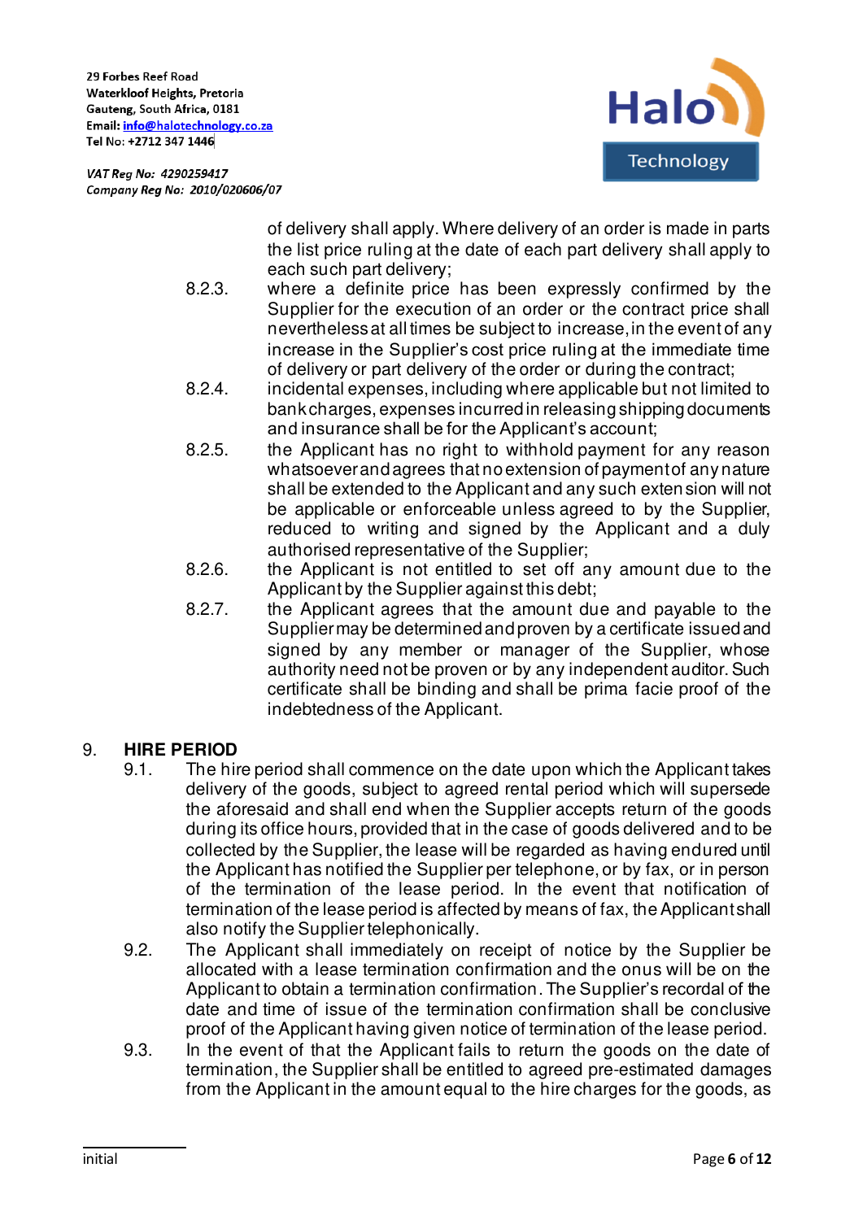of delivery shall apply. Where delivery of an order is made in parts the list price ruling at the date of each part delivery shall apply to each such part delivery;

8.2.3. where a definite price has been expressly confirmed by the Supplier for the execution of an order or the contract price shall nevertheless at all times be subject to increase, in the event of any increase in the Supplier's cost price ruling at the immediate time of delivery or part delivery of the order or during the contract;

8.2.4. incidental expenses, including where applicable but not limited to bank charges, expenses incurred in releasing shipping documents and insurance shall be for the Applicant's account;

8.2.5. the Applicant has no right to withhold payment for any reason whatsoever and agrees that no extension of payment of any nature shall be extended to the Applicant and any such extension will not be applicable or enforceable unless agreed to by the Supplier, reduced to writing and signed by the Applicant and a duly authorised representative of the Supplier;

8.2.6. the Applicant is not entitled to set off any amount due to the Applicant by the Supplier against this debt;

8.2.7. the Applicant agrees that the amount due and payable to the Supplier may be determined and proven by a certificate issued and signed by any member or manager of the Supplier, whose authority need not be proven or by any independent auditor. Such certificate shall be binding and shall be prima facie proof of the indebtedness of the Applicant.

## 9. HIRE PERIOD

9.1. The hire period shall commence on the date upon which the Applicant takes delivery of the goods, subject to agreed rental period which will supersede the aforesaid and shall end when the Supplier accepts return of the goods during its office hours, provided that in the case of goods delivered and to be collected by the Supplier, the lease will be regarded as having endured until the Applicant has notified the Supplier per telephone, or by fax, or in person of the termination of the lease period. In the event that notification of termination of the lease period is affected by means of fax, the Applicant shall also notify the Supplier telephonically.

9.2. The Applicant shall immediately on receipt of notice by the Supplier be allocated with a lease termination confirmation and the onus will be on the Applicant to obtain a termination confirmation. The Supplier's recordal of the date and time of issue of the termination confirmation shall be conclusive proof of the Applicant having given notice of termination of the lease period.

9.3. In the event of that the Applicant fails to return the goods on the date of termination, the Supplier shall be entitled to agreed pre-estimated damages from the Applicant in the amount equal to the hire charges for the goods, as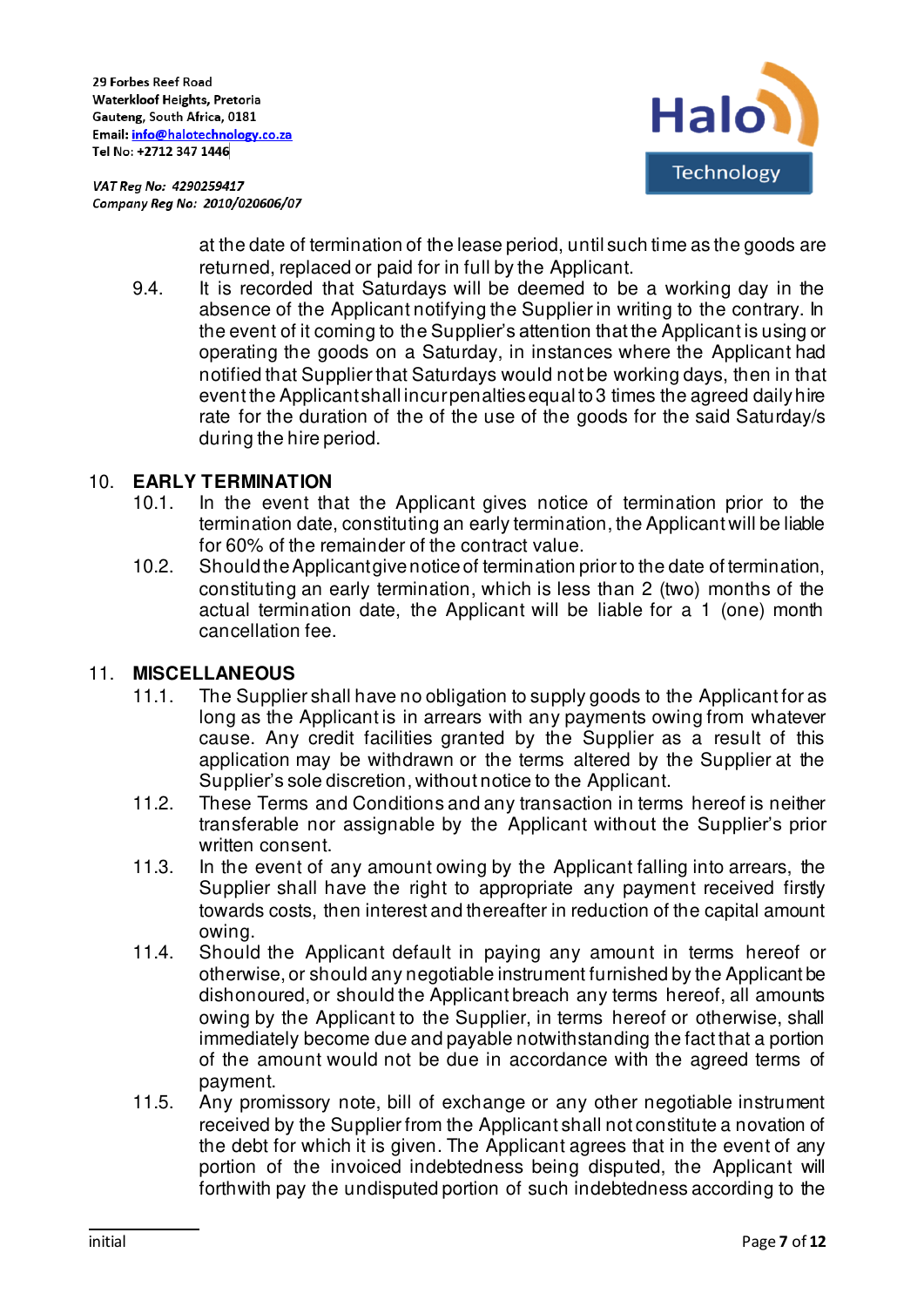at the date of termination of the lease period, until such time as the goods are returned, replaced or paid for in full by the Applicant.

9.4. It is recorded that Saturdays will be deemed to be a working day in the absence of the Applicant notifying the Supplier in writing to the contrary. In the event of it coming to the Supplier's attention that the Applicant is using or operating the goods on a Saturday, in instances where the Applicant had notified that Supplier that Saturdays would not be working days, then in that event the Applicant shall incur penalties equal to 3 times the agreed daily hire rate for the duration of the of the use of the goods for the said Saturday/s during the hire period.

## 10. EARLY TERMINATION

10.1. In the event that the Applicant gives notice of termination prior to the termination date, constituting an early termination, the Applicant will be liable for 60% of the remainder of the contract value.

10.2. Should the Applicant give notice of termination prior to the date of termination, constituting an early termination, which is less than 2 (two) months of the actual termination date, the Applicant will be liable for a 1 (one) month cancellation fee.

## 11. MISCELLANEOUS

11.1. The Supplier shall have no obligation to supply goods to the Applicant for as long as the Applicant is in arrears with any payments owing from whatever cause. Any credit facilities granted by the Supplier as a result of this application may be withdrawn or the terms altered by the Supplier at the Supplier's sole discretion, without notice to the Applicant.

11.2. These Terms and Conditions and any transaction in terms hereof is neither transferable nor assignable by the Applicant without the Supplier's prior written consent.

11.3. In the event of any amount owing by the Applicant falling into arrears, the Supplier shall have the right to appropriate any payment received firstly towards costs, then interest and thereafter in reduction of the capital amount owing.

11.4. Should the Applicant default in paying any amount in terms hereof or otherwise, or should any negotiable instrument furnished by the Applicant be dishonoured, or should the Applicant breach any terms hereof, all amounts owing by the Applicant to the Supplier, in terms hereof or otherwise, shall immediately become due and payable notwithstanding the fact that a portion of the amount would not be due in accordance with the agreed terms of payment.

11.5. Any promissory note, bill of exchange or any other negotiable instrument received by the Supplier from the Applicant shall not constitute a novation of the debt for which it is given. The Applicant agrees that in the event of any portion of the invoiced indebtedness being disputed, the Applicant will forthwith pay the undisputed portion of such indebtedness according to the

initial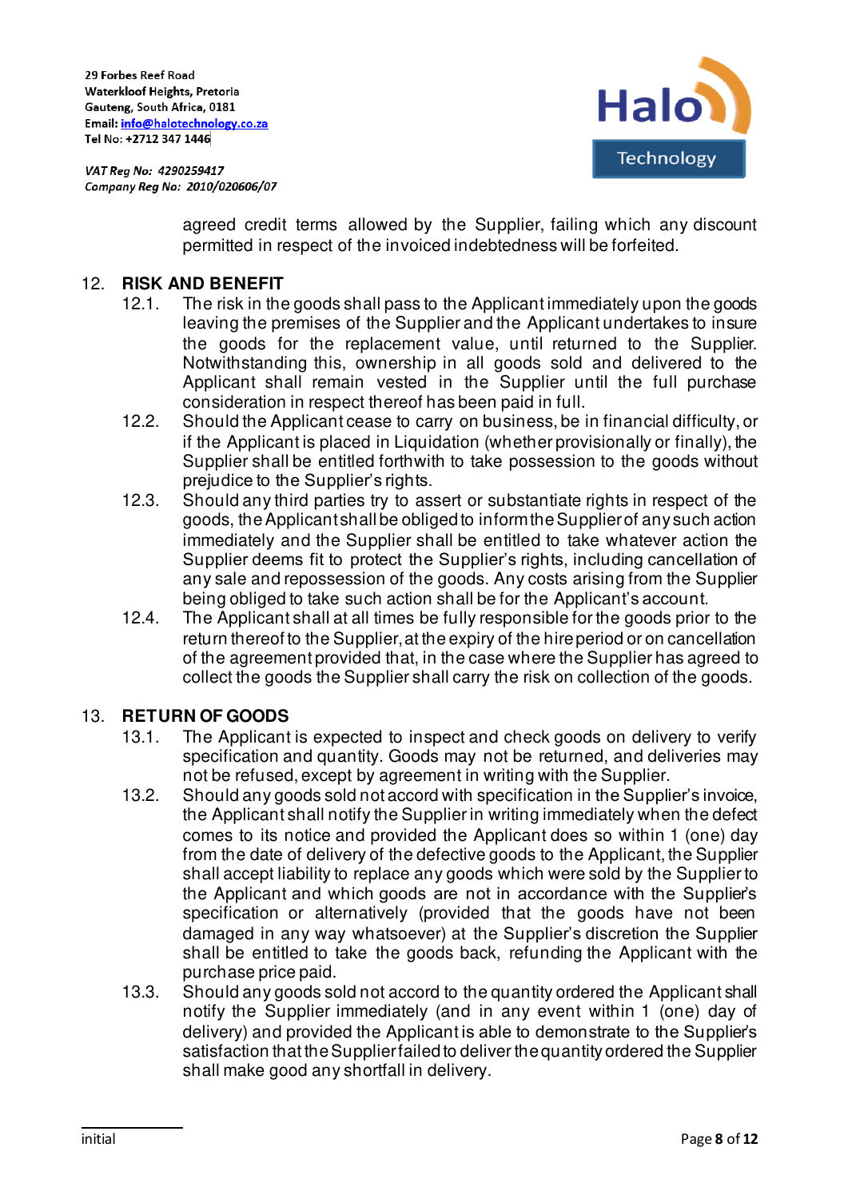agreed credit terms allowed by the Supplier, failing which any discount permitted in respect of the invoiced indebtedness will be forfeited.

## 12. RISK AND BENEFIT

12.1. The risk in the goods shall pass to the Applicant immediately upon the goods leaving the premises of the Supplier and the Applicant undertakes to insure the goods for the replacement value, until returned to the Supplier. Notwithstanding this, ownership in all goods sold and delivered to the Applicant shall remain vested in the Supplier until the full purchase consideration in respect thereof has been paid in full.

12.2. Should the Applicant cease to carry on business, be in financial difficulty, or if the Applicant is placed in Liquidation (whether provisionally or finally), the Supplier shall be entitled forthwith to take possession to the goods without prejudice to the Supplier's rights.

12.3. Should any third parties try to assert or substantiate rights in respect of the goods, the Applicant shall be obliged to inform the Supplier of any such action immediately and the Supplier shall be entitled to take whatever action the Supplier deems fit to protect the Supplier's rights, including cancellation of any sale and repossession of the goods. Any costs arising from the Supplier being obliged to take such action shall be for the Applicant's account.

12.4. The Applicant shall at all times be fully responsible for the goods prior to the return thereof to the Supplier, at the expiry of the hire period or on cancellation of the agreement provided that, in the case where the Supplier has agreed to collect the goods the Supplier shall carry the risk on collection of the goods.

## 13. RETURN OF GOODS

13.1. The Applicant is expected to inspect and check goods on delivery to verify specification and quantity. Goods may not be returned, and deliveries may not be refused, except by agreement in writing with the Supplier.

13.2. Should any goods sold not accord with specification in the Supplier's invoice, the Applicant shall notify the Supplier in writing immediately when the defect comes to its notice and provided the Applicant does so within 1 (one) day from the date of delivery of the defective goods to the Applicant, the Supplier shall accept liability to replace any goods which were sold by the Supplier to the Applicant and which goods are not in accordance with the Supplier's specification or alternatively (provided that the goods have not been damaged in any way whatsoever) at the Supplier's discretion the Supplier shall be entitled to take the goods back, refunding the Applicant with the purchase price paid.

13.3. Should any goods sold not accord to the quantity ordered the Applicant shall notify the Supplier immediately (and in any event within 1 (one) day of delivery) and provided the Applicant is able to demonstrate to the Supplier's satisfaction that the Supplier failed to deliver the quantity ordered the Supplier shall make good any shortfall in delivery.

initial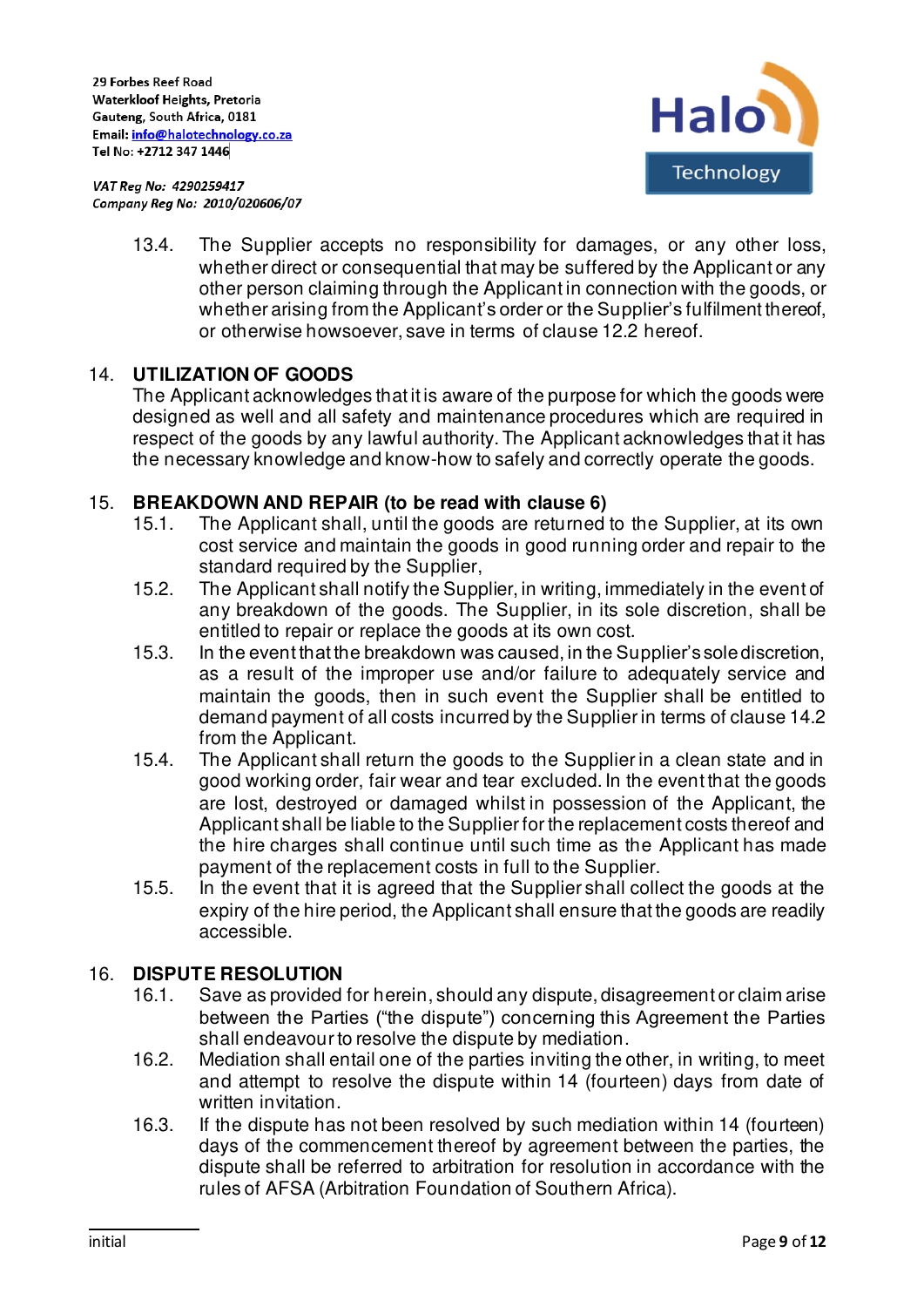13.4. The Supplier accepts no responsibility for damages, or any other loss, whether direct or consequential that may be suffered by the Applicant or any other person claiming through the Applicant in connection with the goods, or whether arising from the Applicant's order or the Supplier's fulfilment thereof, or otherwise howsoever, save in terms of clause 12.2 hereof.

## 14. UTILIZATION OF GOODS

The Applicant acknowledges that it is aware of the purpose for which the goods were designed as well and all safety and maintenance procedures which are required in respect of the goods by any lawful authority. The Applicant acknowledges that it has the necessary knowledge and know-how to safely and correctly operate the goods.

## 15. BREAKDOWN AND REPAIR (to be read with clause 6)

15.1. The Applicant shall, until the goods are returned to the Supplier, at its own cost service and maintain the goods in good running order and repair to the standard required by the Supplier,

15.2. The Applicant shall notify the Supplier, in writing, immediately in the event of any breakdown of the goods. The Supplier, in its sole discretion, shall be entitled to repair or replace the goods at its own cost.

15.3. In the event that the breakdown was caused, in the Supplier's sole discretion, as a result of the improper use and/or failure to adequately service and maintain the goods, then in such event the Supplier shall be entitled to demand payment of all costs incurred by the Supplier in terms of clause 14.2 from the Applicant.

15.4. The Applicant shall return the goods to the Supplier in a clean state and in good working order, fair wear and tear excluded. In the event that the goods are lost, destroyed or damaged whilst in possession of the Applicant, the Applicant shall be liable to the Supplier for the replacement costs thereof and the hire charges shall continue until such time as the Applicant has made payment of the replacement costs in full to the Supplier.

15.5. In the event that it is agreed that the Supplier shall collect the goods at the expiry of the hire period, the Applicant shall ensure that the goods are readily accessible.

## 16. DISPUTE RESOLUTION

16.1. Save as provided for herein, should any dispute, disagreement or claim arise between the Parties ("the dispute") concerning this Agreement the Parties shall endeavour to resolve the dispute by mediation.

16.2. Mediation shall entail one of the parties inviting the other, in writing, to meet and attempt to resolve the dispute within 14 (fourteen) days from date of written invitation.

16.3. If the dispute has not been resolved by such mediation within 14 (fourteen) days of the commencement thereof by agreement between the parties, the dispute shall be referred to arbitration for resolution in accordance with the rules of AFSA (Arbitration Foundation of Southern Africa).

initial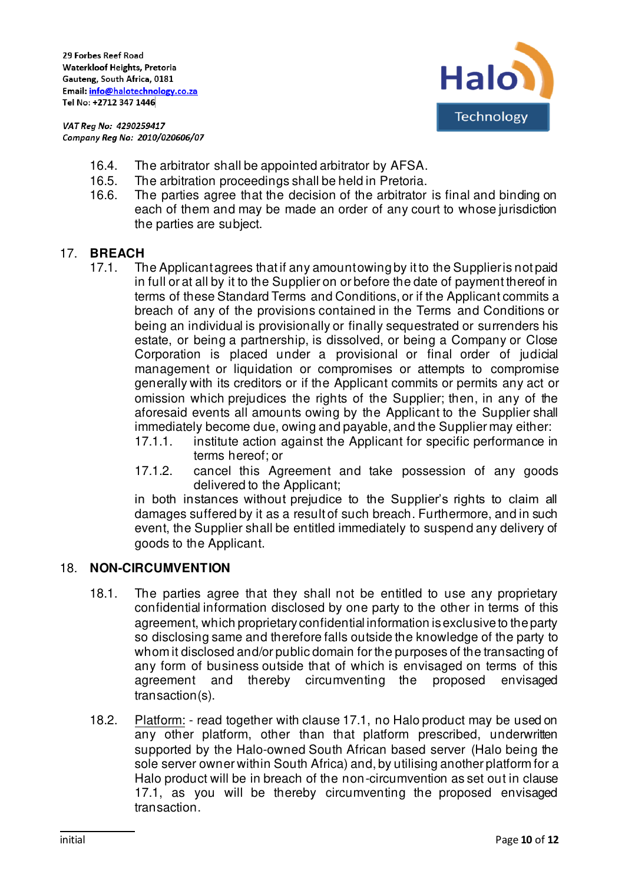16.4. The arbitrator shall be appointed arbitrator by AFSA.

16.5. The arbitration proceedings shall be held in Pretoria.

16.6. The parties agree that the decision of the arbitrator is final and binding on each of them and may be made an order of any court to whose jurisdiction the parties are subject.

## 17. BREACH

17.1. The Applicant agrees that if any amount owing by it to the Supplier is not paid in full or at all by it to the Supplier on or before the date of payment thereof in terms of these Standard Terms and Conditions, or if the Applicant commits a breach of any of the provisions contained in the Terms and Conditions or being an individual is provisionally or finally sequestrated or surrenders his estate, or being a partnership, is dissolved, or being a Company or Close Corporation is placed under a provisional or final order of judicial management or liquidation or compromises or attempts to compromise generally with its creditors or if the Applicant commits or permits any act or omission which prejudices the rights of the Supplier; then, in any of the aforesaid events all amounts owing by the Applicant to the Supplier shall immediately become due, owing and payable, and the Supplier may either:

17.1.1. institute action against the Applicant for specific performance in terms hereof; or

17.1.2. cancel this Agreement and take possession of any goods delivered to the Applicant;

in both instances without prejudice to the Supplier's rights to claim all damages suffered by it as a result of such breach. Furthermore, and in such event, the Supplier shall be entitled immediately to suspend any delivery of goods to the Applicant.

## 18. NON-CIRCUMVENTION

18.1. The parties agree that they shall not be entitled to use any proprietary confidential information disclosed by one party to the other in terms of this agreement, which proprietary confidential information is exclusive to the party so disclosing same and therefore falls outside the knowledge of the party to whom it disclosed and/or public domain for the purposes of the transacting of any form of business outside that of which is envisaged on terms of this agreement and thereby circumventing the proposed envisaged transaction(s).

18.2. <u>Platform:</u> - read together with clause 17.1, no Halo product may be used on any other platform, other than that platform prescribed, underwritten supported by the Halo-owned South African based server (Halo being the sole server owner within South Africa) and, by utilising another platform for a Halo product will be in breach of the non-circumvention as set out in clause 17.1, as you will be thereby circumventing the proposed envisaged transaction.

initial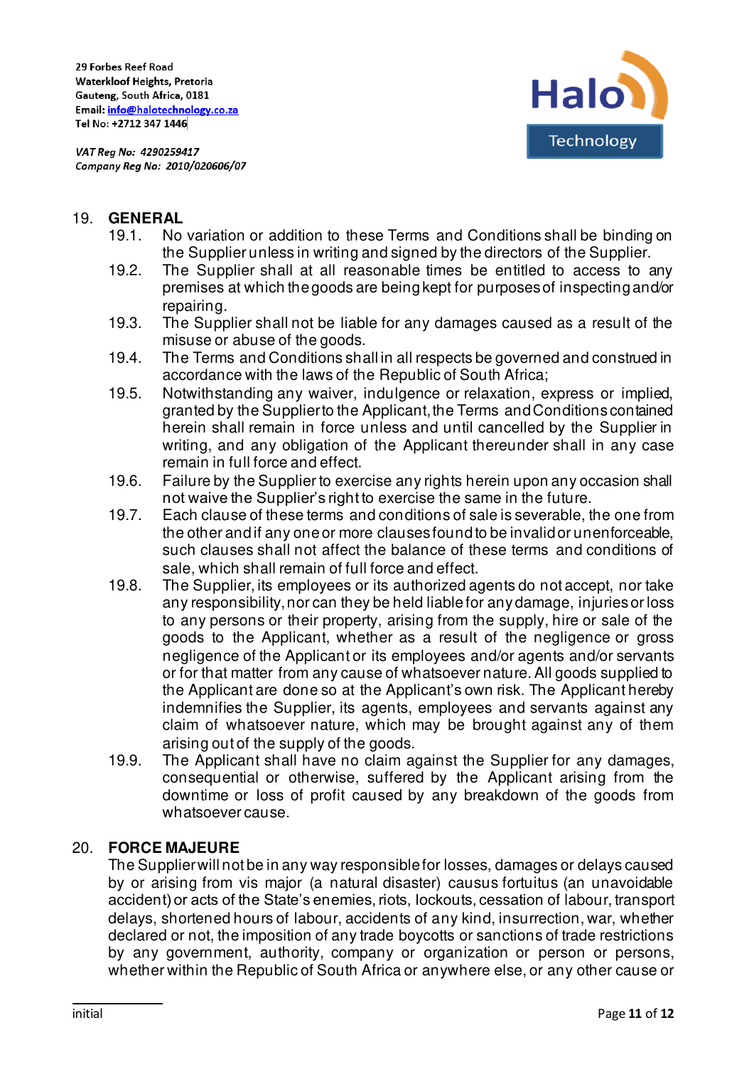29 Forbes Reef Road
Waterkloof Heights, Pretoria
Gauteng, South Africa, 0181
Email: info@halotechnology.co.za
Tel No: +2712 347 1446

*VAT Reg No: 4290259417*
*Company Reg No: 2010/020606/07*

## 19. GENERAL

19.1. No variation or addition to these Terms and Conditions shall be binding on the Supplier unless in writing and signed by the directors of the Supplier.

19.2. The Supplier shall at all reasonable times be entitled to access to any premises at which the goods are being kept for purposes of inspecting and/or repairing.

19.3. The Supplier shall not be liable for any damages caused as a result of the misuse or abuse of the goods.

19.4. The Terms and Conditions shall in all respects be governed and construed in accordance with the laws of the Republic of South Africa;

19.5. Notwithstanding any waiver, indulgence or relaxation, express or implied, granted by the Supplier to the Applicant, the Terms and Conditions contained herein shall remain in force unless and until cancelled by the Supplier in writing, and any obligation of the Applicant thereunder shall in any case remain in full force and effect.

19.6. Failure by the Supplier to exercise any rights herein upon any occasion shall not waive the Supplier's right to exercise the same in the future.

19.7. Each clause of these terms and conditions of sale is severable, the one from the other and if any one or more clauses found to be invalid or unenforceable, such clauses shall not affect the balance of these terms and conditions of sale, which shall remain of full force and effect.

19.8. The Supplier, its employees or its authorized agents do not accept, nor take any responsibility, nor can they be held liable for any damage, injuries or loss to any persons or their property, arising from the supply, hire or sale of the goods to the Applicant, whether as a result of the negligence or gross negligence of the Applicant or its employees and/or agents and/or servants or for that matter from any cause of whatsoever nature. All goods supplied to the Applicant are done so at the Applicant's own risk. The Applicant hereby indemnifies the Supplier, its agents, employees and servants against any claim of whatsoever nature, which may be brought against any of them arising out of the supply of the goods.

19.9. The Applicant shall have no claim against the Supplier for any damages, consequential or otherwise, suffered by the Applicant arising from the downtime or loss of profit caused by any breakdown of the goods from whatsoever cause.

## 20. FORCE MAJEURE

The Supplier will not be in any way responsible for losses, damages or delays caused by or arising from vis major (a natural disaster) causus fortuitus (an unavoidable accident) or acts of the State's enemies, riots, lockouts, cessation of labour, transport delays, shortened hours of labour, accidents of any kind, insurrection, war, whether declared or not, the imposition of any trade boycotts or sanctions of trade restrictions by any government, authority, company or organization or person or persons, whether within the Republic of South Africa or anywhere else, or any other cause or

initial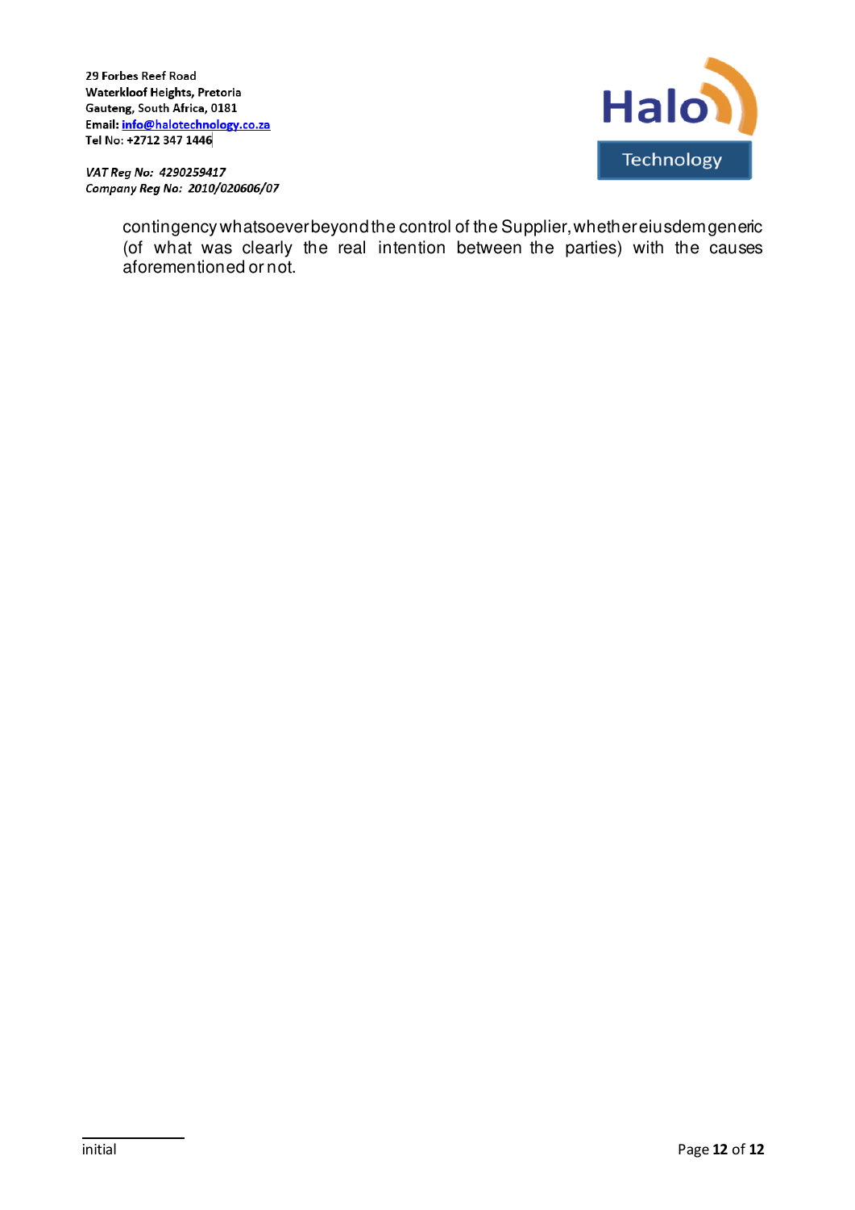contingency whatsoever beyond the control of the Supplier, whether eiusdem generic (of what was clearly the real intention between the parties) with the causes aforementioned or not.